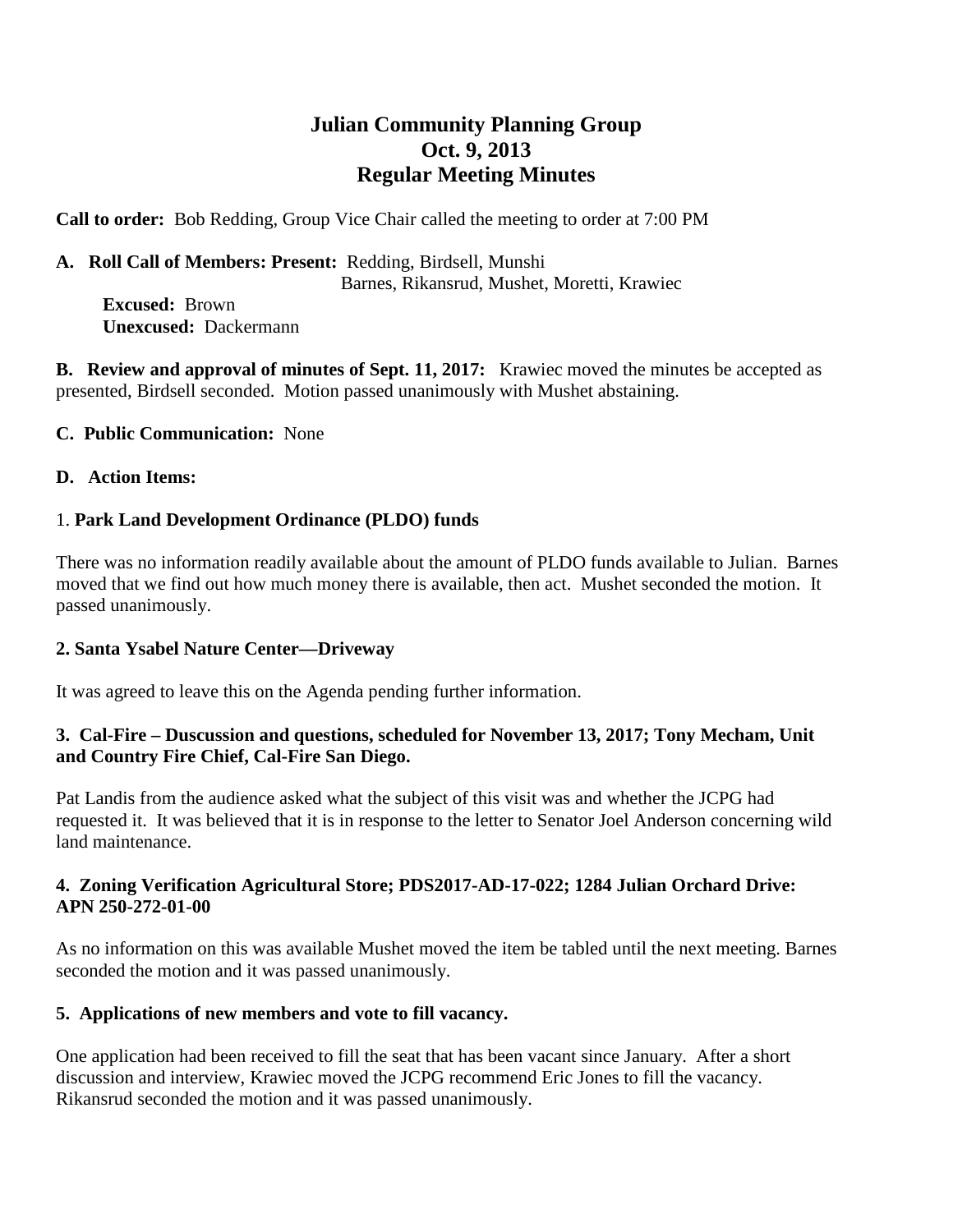# Julian Community Planning Group
## Oct. 9, 2013
## Regular Meeting Minutes

**Call to order:** Bob Redding, Group Vice Chair called the meeting to order at 7:00 PM

**A. Roll Call of Members: Present:** Redding, Birdsell, Munshi
Barnes, Rikansrud, Mushet, Moretti, Krawiec

**Excused:** Brown
**Unexcused:** Dackermann

**B. Review and approval of minutes of Sept. 11, 2017:** Krawiec moved the minutes be accepted as presented, Birdsell seconded. Motion passed unanimously with Mushet abstaining.

**C. Public Communication:** None

**D. Action Items:**

1. **Park Land Development Ordinance (PLDO) funds**

There was no information readily available about the amount of PLDO funds available to Julian. Barnes moved that we find out how much money there is available, then act. Mushet seconded the motion. It passed unanimously.

**2. Santa Ysabel Nature Center—Driveway**

It was agreed to leave this on the Agenda pending further information.

**3. Cal-Fire – Duscussion and questions, scheduled for November 13, 2017; Tony Mecham, Unit and Country Fire Chief, Cal-Fire San Diego.**

Pat Landis from the audience asked what the subject of this visit was and whether the JCPG had requested it. It was believed that it is in response to the letter to Senator Joel Anderson concerning wild land maintenance.

**4. Zoning Verification Agricultural Store; PDS2017-AD-17-022; 1284 Julian Orchard Drive: APN 250-272-01-00**

As no information on this was available Mushet moved the item be tabled until the next meeting. Barnes seconded the motion and it was passed unanimously.

**5. Applications of new members and vote to fill vacancy.**

One application had been received to fill the seat that has been vacant since January. After a short discussion and interview, Krawiec moved the JCPG recommend Eric Jones to fill the vacancy. Rikansrud seconded the motion and it was passed unanimously.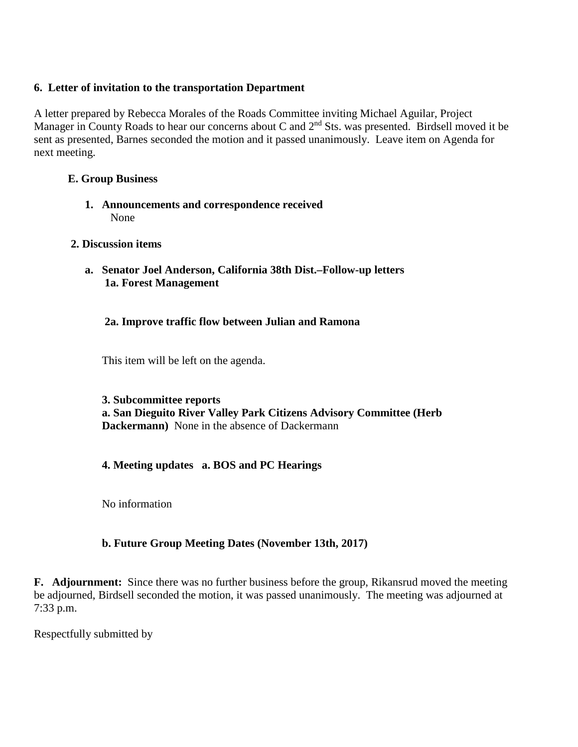**6. Letter of invitation to the transportation Department**

A letter prepared by Rebecca Morales of the Roads Committee inviting Michael Aguilar, Project Manager in County Roads to hear our concerns about C and 2nd Sts. was presented. Birdsell moved it be sent as presented, Barnes seconded the motion and it passed unanimously. Leave item on Agenda for next meeting.

**E. Group Business**

1. **Announcements and correspondence received**
   None

**2. Discussion items**

a. **Senator Joel Anderson, California 38th Dist.–Follow-up letters**
   **1a. Forest Management**

   **2a. Improve traffic flow between Julian and Ramona**

   This item will be left on the agenda.

**3. Subcommittee reports**
**a. San Dieguito River Valley Park Citizens Advisory Committee (Herb Dackermann)** None in the absence of Dackermann

**4. Meeting updates a. BOS and PC Hearings**

No information

**b. Future Group Meeting Dates (November 13th, 2017)**

**F. Adjournment:** Since there was no further business before the group, Rikansrud moved the meeting be adjourned, Birdsell seconded the motion, it was passed unanimously. The meeting was adjourned at 7:33 p.m.

Respectfully submitted by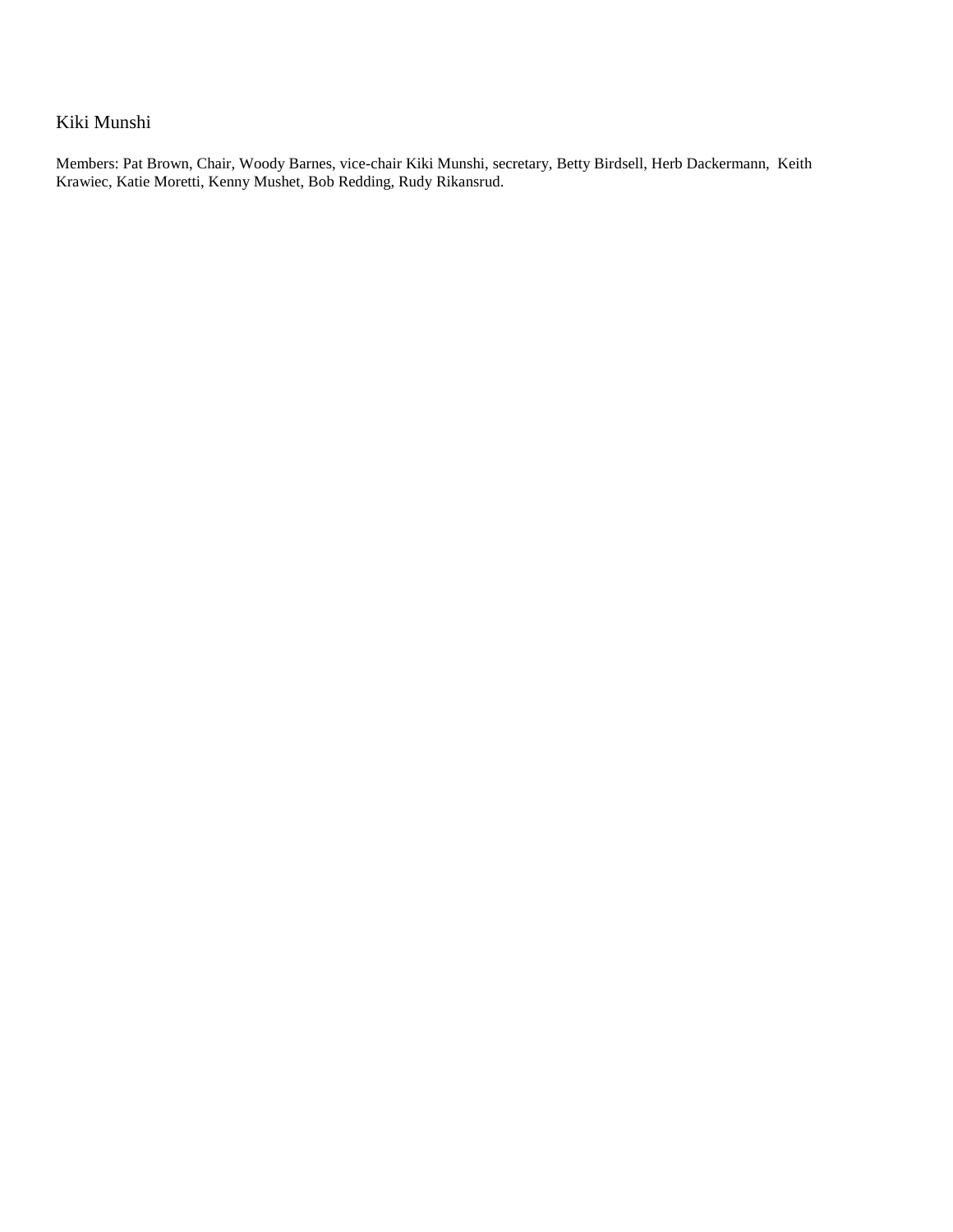Kiki Munshi

Members: Pat Brown, Chair, Woody Barnes, vice-chair Kiki Munshi, secretary, Betty Birdsell, Herb Dackermann, Keith Krawiec, Katie Moretti, Kenny Mushet, Bob Redding, Rudy Rikansrud.